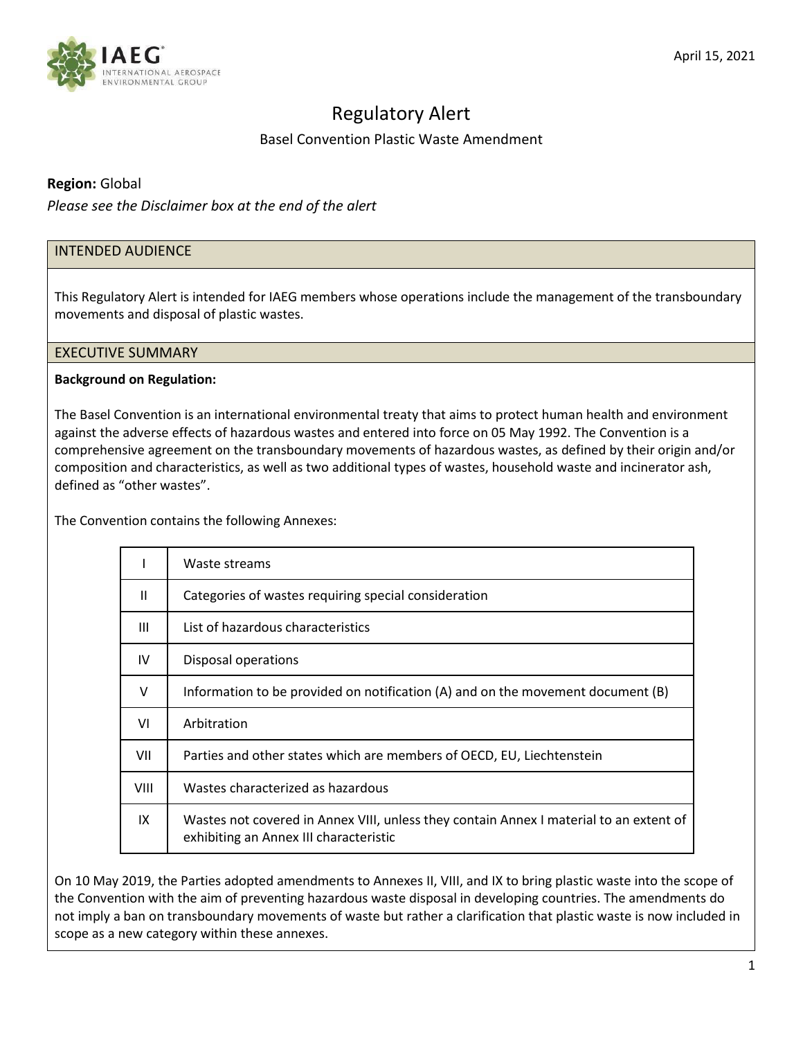April 15, 2021

# Regulatory Alert

## Basel Convention Plastic Waste Amendment

**Region:** Global

*Please see the Disclaimer box at the end of the alert*

## INTENDED AUDIENCE

This Regulatory Alert is intended for IAEG members whose operations include the management of the transboundary movements and disposal of plastic wastes.

## EXECUTIVE SUMMARY

**Background on Regulation:**

The Basel Convention is an international environmental treaty that aims to protect human health and environment against the adverse effects of hazardous wastes and entered into force on 05 May 1992. The Convention is a comprehensive agreement on the transboundary movements of hazardous wastes, as defined by their origin and/or composition and characteristics, as well as two additional types of wastes, household waste and incinerator ash, defined as "other wastes".

The Convention contains the following Annexes:

| | |
|---|---|
| I | Waste streams |
| II | Categories of wastes requiring special consideration |
| III | List of hazardous characteristics |
| IV | Disposal operations |
| V | Information to be provided on notification (A) and on the movement document (B) |
| VI | Arbitration |
| VII | Parties and other states which are members of OECD, EU, Liechtenstein |
| VIII | Wastes characterized as hazardous |
| IX | Wastes not covered in Annex VIII, unless they contain Annex I material to an extent of exhibiting an Annex III characteristic |

On 10 May 2019, the Parties adopted amendments to Annexes II, VIII, and IX to bring plastic waste into the scope of the Convention with the aim of preventing hazardous waste disposal in developing countries. The amendments do not imply a ban on transboundary movements of waste but rather a clarification that plastic waste is now included in scope as a new category within these annexes.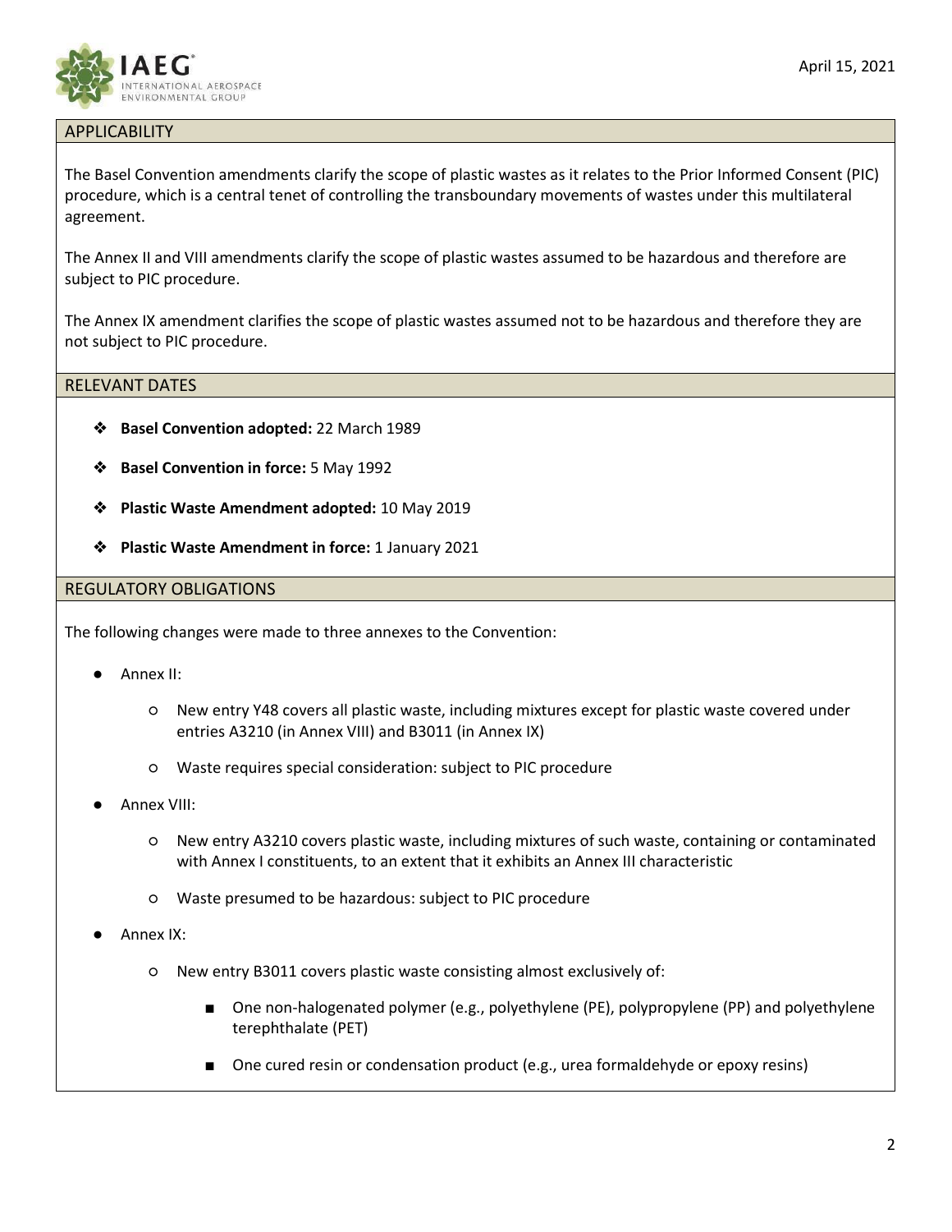## APPLICABILITY

The Basel Convention amendments clarify the scope of plastic wastes as it relates to the Prior Informed Consent (PIC) procedure, which is a central tenet of controlling the transboundary movements of wastes under this multilateral agreement.

The Annex II and VIII amendments clarify the scope of plastic wastes assumed to be hazardous and therefore are subject to PIC procedure.

The Annex IX amendment clarifies the scope of plastic wastes assumed not to be hazardous and therefore they are not subject to PIC procedure.

## RELEVANT DATES

- **Basel Convention adopted:** 22 March 1989
- **Basel Convention in force:** 5 May 1992
- **Plastic Waste Amendment adopted:** 10 May 2019
- **Plastic Waste Amendment in force:** 1 January 2021

## REGULATORY OBLIGATIONS

The following changes were made to three annexes to the Convention:

- Annex II:
  - New entry Y48 covers all plastic waste, including mixtures except for plastic waste covered under entries A3210 (in Annex VIII) and B3011 (in Annex IX)
  - Waste requires special consideration: subject to PIC procedure
- Annex VIII:
  - New entry A3210 covers plastic waste, including mixtures of such waste, containing or contaminated with Annex I constituents, to an extent that it exhibits an Annex III characteristic
  - Waste presumed to be hazardous: subject to PIC procedure
- Annex IX:
  - New entry B3011 covers plastic waste consisting almost exclusively of:
    - One non-halogenated polymer (e.g., polyethylene (PE), polypropylene (PP) and polyethylene terephthalate (PET)
    - One cured resin or condensation product (e.g., urea formaldehyde or epoxy resins)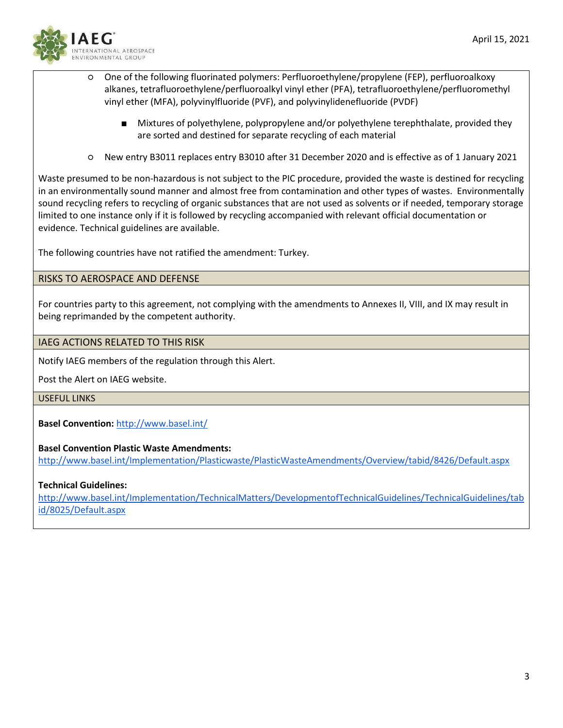- One of the following fluorinated polymers: Perfluoroethylene/propylene (FEP), perfluoroalkoxy alkanes, tetrafluoroethylene/perfluoroalkyl vinyl ether (PFA), tetrafluoroethylene/perfluoromethyl vinyl ether (MFA), polyvinylfluoride (PVF), and polyvinylidenefluoride (PVDF)
    - Mixtures of polyethylene, polypropylene and/or polyethylene terephthalate, provided they are sorted and destined for separate recycling of each material
- New entry B3011 replaces entry B3010 after 31 December 2020 and is effective as of 1 January 2021

Waste presumed to be non-hazardous is not subject to the PIC procedure, provided the waste is destined for recycling in an environmentally sound manner and almost free from contamination and other types of wastes. Environmentally sound recycling refers to recycling of organic substances that are not used as solvents or if needed, temporary storage limited to one instance only if it is followed by recycling accompanied with relevant official documentation or evidence. Technical guidelines are available.

The following countries have not ratified the amendment: Turkey.

## RISKS TO AEROSPACE AND DEFENSE

For countries party to this agreement, not complying with the amendments to Annexes II, VIII, and IX may result in being reprimanded by the competent authority.

## IAEG ACTIONS RELATED TO THIS RISK

Notify IAEG members of the regulation through this Alert.

Post the Alert on IAEG website.

## USEFUL LINKS

**Basel Convention:** http://www.basel.int/

**Basel Convention Plastic Waste Amendments:**
http://www.basel.int/Implementation/Plasticwaste/PlasticWasteAmendments/Overview/tabid/8426/Default.aspx

**Technical Guidelines:**
http://www.basel.int/Implementation/TechnicalMatters/DevelopmentofTechnicalGuidelines/TechnicalGuidelines/tabid/8025/Default.aspx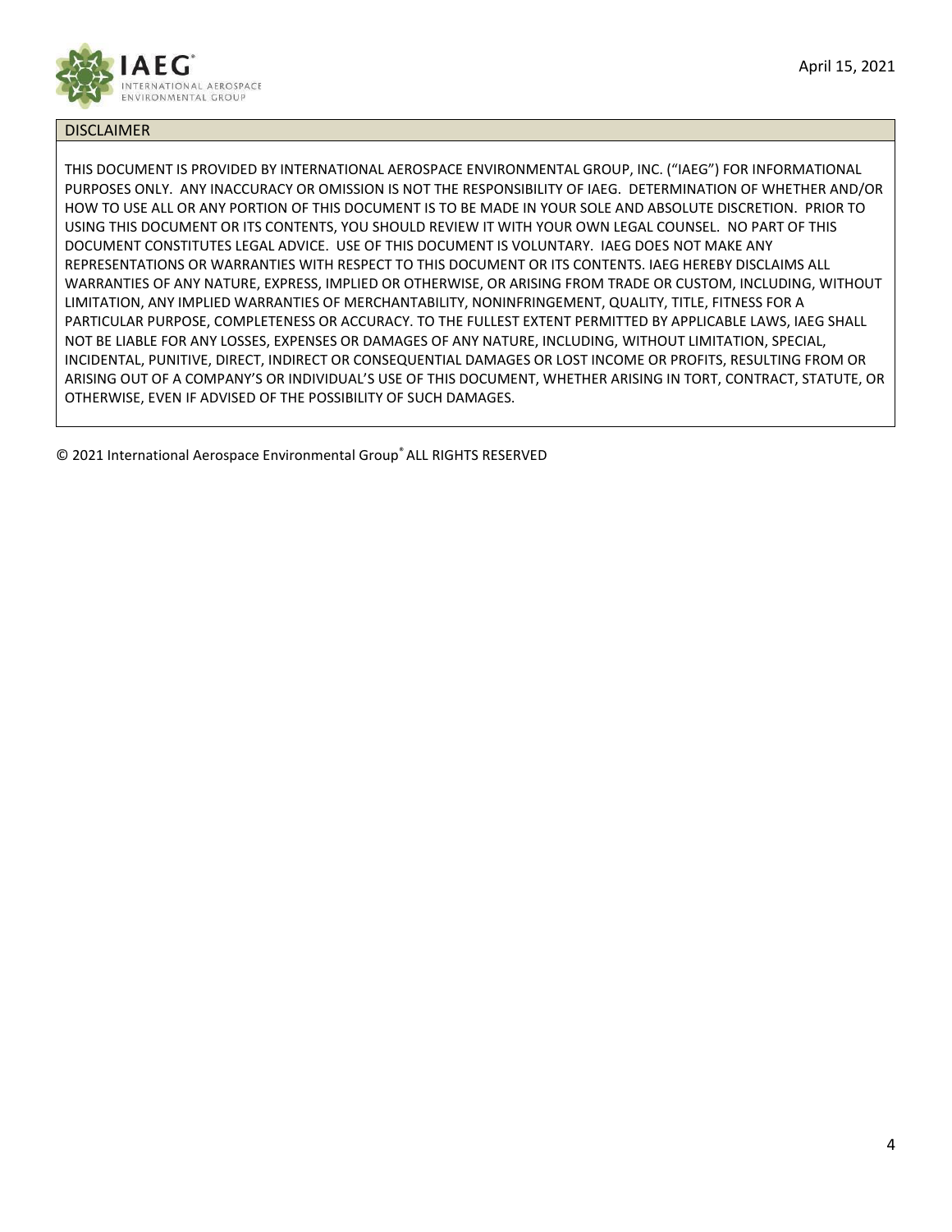## DISCLAIMER

THIS DOCUMENT IS PROVIDED BY INTERNATIONAL AEROSPACE ENVIRONMENTAL GROUP, INC. ("IAEG") FOR INFORMATIONAL PURPOSES ONLY. ANY INACCURACY OR OMISSION IS NOT THE RESPONSIBILITY OF IAEG. DETERMINATION OF WHETHER AND/OR HOW TO USE ALL OR ANY PORTION OF THIS DOCUMENT IS TO BE MADE IN YOUR SOLE AND ABSOLUTE DISCRETION. PRIOR TO USING THIS DOCUMENT OR ITS CONTENTS, YOU SHOULD REVIEW IT WITH YOUR OWN LEGAL COUNSEL. NO PART OF THIS DOCUMENT CONSTITUTES LEGAL ADVICE. USE OF THIS DOCUMENT IS VOLUNTARY. IAEG DOES NOT MAKE ANY REPRESENTATIONS OR WARRANTIES WITH RESPECT TO THIS DOCUMENT OR ITS CONTENTS. IAEG HEREBY DISCLAIMS ALL WARRANTIES OF ANY NATURE, EXPRESS, IMPLIED OR OTHERWISE, OR ARISING FROM TRADE OR CUSTOM, INCLUDING, WITHOUT LIMITATION, ANY IMPLIED WARRANTIES OF MERCHANTABILITY, NONINFRINGEMENT, QUALITY, TITLE, FITNESS FOR A PARTICULAR PURPOSE, COMPLETENESS OR ACCURACY. TO THE FULLEST EXTENT PERMITTED BY APPLICABLE LAWS, IAEG SHALL NOT BE LIABLE FOR ANY LOSSES, EXPENSES OR DAMAGES OF ANY NATURE, INCLUDING, WITHOUT LIMITATION, SPECIAL, INCIDENTAL, PUNITIVE, DIRECT, INDIRECT OR CONSEQUENTIAL DAMAGES OR LOST INCOME OR PROFITS, RESULTING FROM OR ARISING OUT OF A COMPANY'S OR INDIVIDUAL'S USE OF THIS DOCUMENT, WHETHER ARISING IN TORT, CONTRACT, STATUTE, OR OTHERWISE, EVEN IF ADVISED OF THE POSSIBILITY OF SUCH DAMAGES.

© 2021 International Aerospace Environmental Group® ALL RIGHTS RESERVED